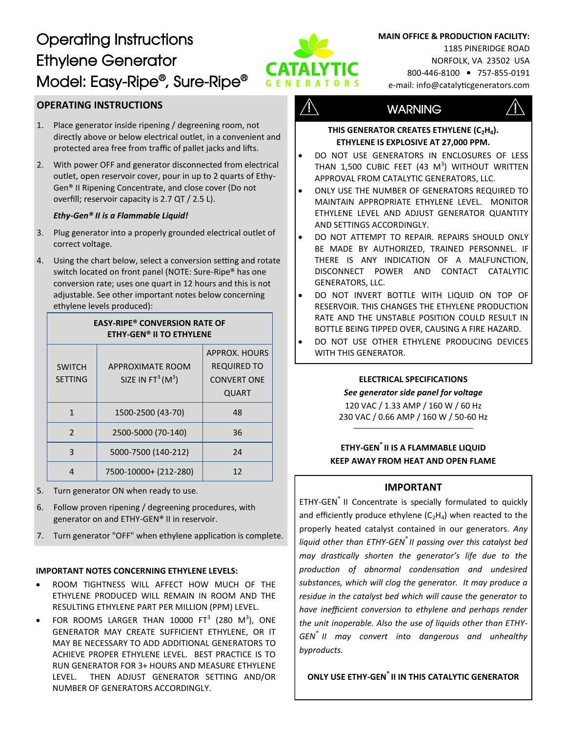# Operating Instructions
# Ethylene Generator
# Model: Easy-Ripe®, Sure-Ripe®

CATALYTIC GENERATORS

**MAIN OFFICE & PRODUCTION FACILITY:**
1185 PINERIDGE ROAD
NORFOLK, VA 23502 USA
800-446-8100 • 757-855-0191
e-mail: info@catalyticgenerators.com

## OPERATING INSTRUCTIONS

1. Place generator inside ripening / degreening room, not directly above or below electrical outlet, in a convenient and protected area free from traffic of pallet jacks and lifts.
2. With power OFF and generator disconnected from electrical outlet, open reservoir cover, pour in up to 2 quarts of Ethy-Gen® II Ripening Concentrate, and close cover (Do not overfill; reservoir capacity is 2.7 QT / 2.5 L).

   ***Ethy-Gen® II is a Flammable Liquid!***

3. Plug generator into a properly grounded electrical outlet of correct voltage.
4. Using the chart below, select a conversion setting and rotate switch located on front panel (NOTE: Sure-Ripe® has one conversion rate; uses one quart in 12 hours and this is not adjustable. See other important notes below concerning ethylene levels produced):

**EASY-RIPE® CONVERSION RATE OF ETHY-GEN® II TO ETHYLENE**

| SWITCH SETTING | APPROXIMATE ROOM SIZE IN $FT^3$ ($M^3$) | APPROX. HOURS REQUIRED TO CONVERT ONE QUART |
|---|---|---|
| 1 | 1500-2500 (43-70) | 48 |
| 2 | 2500-5000 (70-140) | 36 |
| 3 | 5000-7500 (140-212) | 24 |
| 4 | 7500-10000+ (212-280) | 12 |

5. Turn generator ON when ready to use.
6. Follow proven ripening / degreening procedures, with generator on and ETHY-GEN® II in reservoir.
7. Turn generator "OFF" when ethylene application is complete.

**IMPORTANT NOTES CONCERNING ETHYLENE LEVELS:**

- ROOM TIGHTNESS WILL AFFECT HOW MUCH OF THE ETHYLENE PRODUCED WILL REMAIN IN ROOM AND THE RESULTING ETHYLENE PART PER MILLION (PPM) LEVEL.
- FOR ROOMS LARGER THAN 10000 $FT^3$ (280 $M^3$), ONE GENERATOR MAY CREATE SUFFICIENT ETHYLENE, OR IT MAY BE NECESSARY TO ADD ADDITIONAL GENERATORS TO ACHIEVE PROPER ETHYLENE LEVEL. BEST PRACTICE IS TO RUN GENERATOR FOR 3+ HOURS AND MEASURE ETHYLENE LEVEL. THEN ADJUST GENERATOR SETTING AND/OR NUMBER OF GENERATORS ACCORDINGLY.

## ⚠ WARNING ⚠

**THIS GENERATOR CREATES ETHYLENE ($C_2H_4$). ETHYLENE IS EXPLOSIVE AT 27,000 PPM.**

- DO NOT USE GENERATORS IN ENCLOSURES OF LESS THAN 1,500 CUBIC FEET (43 $M^3$) WITHOUT WRITTEN APPROVAL FROM CATALYTIC GENERATORS, LLC.
- ONLY USE THE NUMBER OF GENERATORS REQUIRED TO MAINTAIN APPROPRIATE ETHYLENE LEVEL. MONITOR ETHYLENE LEVEL AND ADJUST GENERATOR QUANTITY AND SETTINGS ACCORDINGLY.
- DO NOT ATTEMPT TO REPAIR. REPAIRS SHOULD ONLY BE MADE BY AUTHORIZED, TRAINED PERSONNEL. IF THERE IS ANY INDICATION OF A MALFUNCTION, DISCONNECT POWER AND CONTACT CATALYTIC GENERATORS, LLC.
- DO NOT INVERT BOTTLE WITH LIQUID ON TOP OF RESERVOIR. THIS CHANGES THE ETHYLENE PRODUCTION RATE AND THE UNSTABLE POSITION COULD RESULT IN BOTTLE BEING TIPPED OVER, CAUSING A FIRE HAZARD.
- DO NOT USE OTHER ETHYLENE PRODUCING DEVICES WITH THIS GENERATOR.

**ELECTRICAL SPECIFICATIONS**

***See generator side panel for voltage***

120 VAC / 1.33 AMP / 160 W / 60 Hz
230 VAC / 0.66 AMP / 160 W / 50-60 Hz

**ETHY-GEN® II IS A FLAMMABLE LIQUID**
**KEEP AWAY FROM HEAT AND OPEN FLAME**

## IMPORTANT

ETHY-GEN® II Concentrate is specially formulated to quickly and efficiently produce ethylene ($C_2H_4$) when reacted to the properly heated catalyst contained in our generators. *Any liquid other than ETHY-GEN® II passing over this catalyst bed may drastically shorten the generator's life due to the production of abnormal condensation and undesired substances, which will clog the generator. It may produce a residue in the catalyst bed which will cause the generator to have inefficient conversion to ethylene and perhaps render the unit inoperable. Also the use of liquids other than ETHY-GEN® II may convert into dangerous and unhealthy byproducts.*

**ONLY USE ETHY-GEN® II IN THIS CATALYTIC GENERATOR**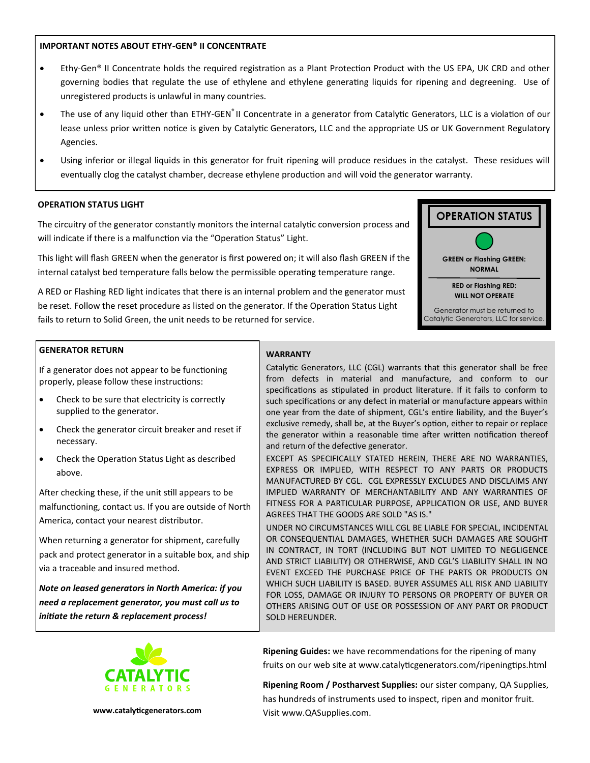## IMPORTANT NOTES ABOUT ETHY-GEN® II CONCENTRATE

- Ethy-Gen® II Concentrate holds the required registration as a Plant Protection Product with the US EPA, UK CRD and other governing bodies that regulate the use of ethylene and ethylene generating liquids for ripening and degreening. Use of unregistered products is unlawful in many countries.
- The use of any liquid other than ETHY-GEN® II Concentrate in a generator from Catalytic Generators, LLC is a violation of our lease unless prior written notice is given by Catalytic Generators, LLC and the appropriate US or UK Government Regulatory Agencies.
- Using inferior or illegal liquids in this generator for fruit ripening will produce residues in the catalyst. These residues will eventually clog the catalyst chamber, decrease ethylene production and will void the generator warranty.

## OPERATION STATUS LIGHT

The circuitry of the generator constantly monitors the internal catalytic conversion process and will indicate if there is a malfunction via the "Operation Status" Light.

This light will flash GREEN when the generator is first powered on; it will also flash GREEN if the internal catalyst bed temperature falls below the permissible operating temperature range.

A RED or Flashing RED light indicates that there is an internal problem and the generator must be reset. Follow the reset procedure as listed on the generator. If the Operation Status Light fails to return to Solid Green, the unit needs to be returned for service.

**OPERATION STATUS**

**GREEN or Flashing GREEN: NORMAL**

**RED or Flashing RED: WILL NOT OPERATE**

Generator must be returned to Catalytic Generators, LLC for service.

## GENERATOR RETURN

If a generator does not appear to be functioning properly, please follow these instructions:

- Check to be sure that electricity is correctly supplied to the generator.
- Check the generator circuit breaker and reset if necessary.
- Check the Operation Status Light as described above.

After checking these, if the unit still appears to be malfunctioning, contact us. If you are outside of North America, contact your nearest distributor.

When returning a generator for shipment, carefully pack and protect generator in a suitable box, and ship via a traceable and insured method.

***Note on leased generators in North America: if you need a replacement generator, you must call us to initiate the return & replacement process!***

## WARRANTY

Catalytic Generators, LLC (CGL) warrants that this generator shall be free from defects in material and manufacture, and conform to our specifications as stipulated in product literature. If it fails to conform to such specifications or any defect in material or manufacture appears within one year from the date of shipment, CGL's entire liability, and the Buyer's exclusive remedy, shall be, at the Buyer's option, either to repair or replace the generator within a reasonable time after written notification thereof and return of the defective generator.

EXCEPT AS SPECIFICALLY STATED HEREIN, THERE ARE NO WARRANTIES, EXPRESS OR IMPLIED, WITH RESPECT TO ANY PARTS OR PRODUCTS MANUFACTURED BY CGL. CGL EXPRESSLY EXCLUDES AND DISCLAIMS ANY IMPLIED WARRANTY OF MERCHANTABILITY AND ANY WARRANTIES OF FITNESS FOR A PARTICULAR PURPOSE, APPLICATION OR USE, AND BUYER AGREES THAT THE GOODS ARE SOLD "AS IS."

UNDER NO CIRCUMSTANCES WILL CGL BE LIABLE FOR SPECIAL, INCIDENTAL OR CONSEQUENTIAL DAMAGES, WHETHER SUCH DAMAGES ARE SOUGHT IN CONTRACT, IN TORT (INCLUDING BUT NOT LIMITED TO NEGLIGENCE AND STRICT LIABILITY) OR OTHERWISE, AND CGL'S LIABILITY SHALL IN NO EVENT EXCEED THE PURCHASE PRICE OF THE PARTS OR PRODUCTS ON WHICH SUCH LIABILITY IS BASED. BUYER ASSUMES ALL RISK AND LIABILITY FOR LOSS, DAMAGE OR INJURY TO PERSONS OR PROPERTY OF BUYER OR OTHERS ARISING OUT OF USE OR POSSESSION OF ANY PART OR PRODUCT SOLD HEREUNDER.

CATALYTIC GENERATORS

**www.catalyticgenerators.com**

**Ripening Guides:** we have recommendations for the ripening of many fruits on our web site at www.catalyticgenerators.com/ripeningtips.html

**Ripening Room / Postharvest Supplies:** our sister company, QA Supplies, has hundreds of instruments used to inspect, ripen and monitor fruit. Visit www.QASupplies.com.